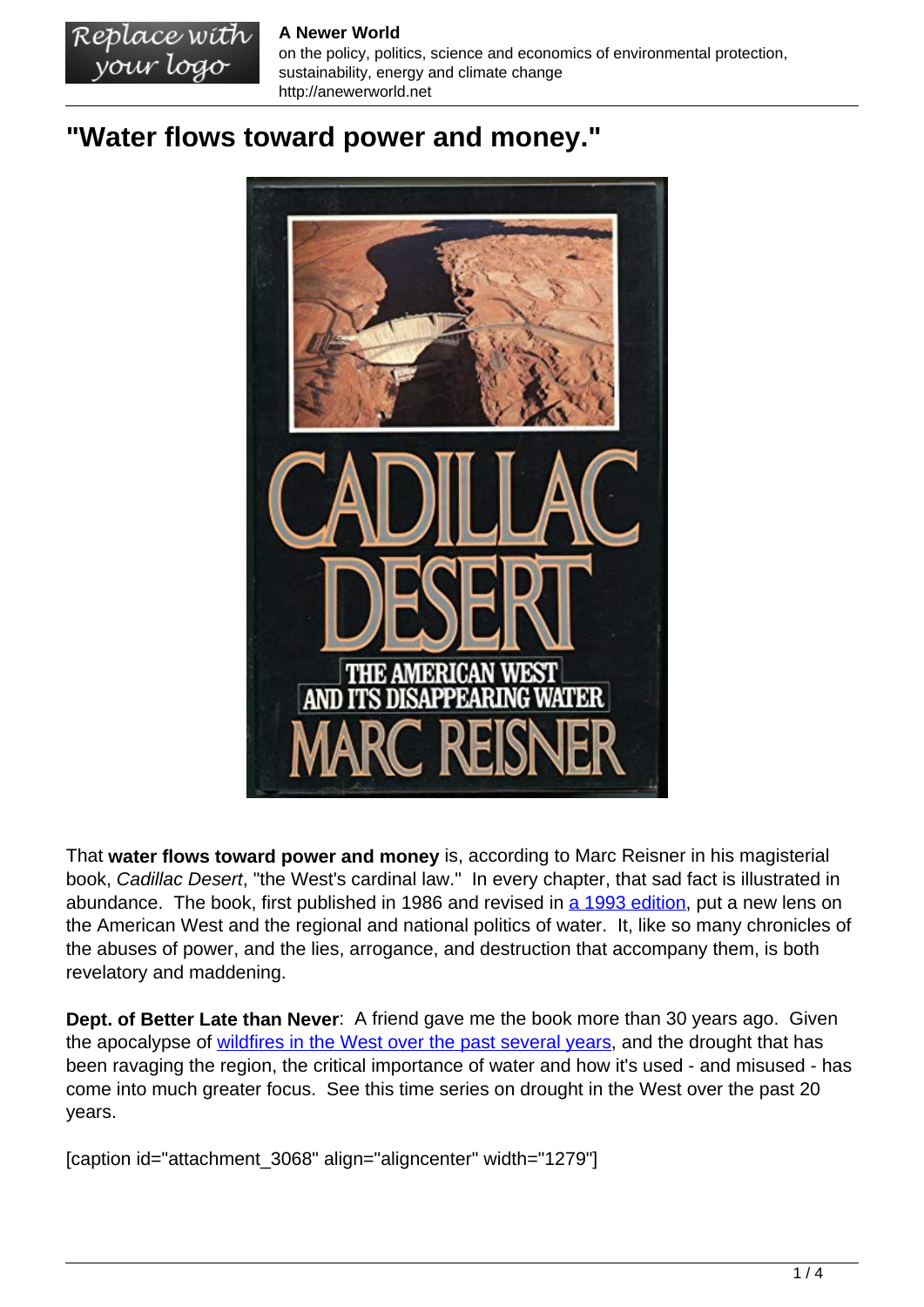# "Water flows toward power and money."

That **water flows toward power and money** is, according to Marc Reisner in his magisterial book, *Cadillac Desert*, "the West's cardinal law." In every chapter, that sad fact is illustrated in abundance. The book, first published in 1986 and revised in a 1993 edition, put a new lens on the American West and the regional and national politics of water. It, like so many chronicles of the abuses of power, and the lies, arrogance, and destruction that accompany them, is both revelatory and maddening.

**Dept. of Better Late than Never**: A friend gave me the book more than 30 years ago. Given the apocalypse of wildfires in the West over the past several years, and the drought that has been ravaging the region, the critical importance of water and how it's used - and misused - has come into much greater focus. See this time series on drought in the West over the past 20 years.

[caption id="attachment_3068" align="aligncenter" width="1279"]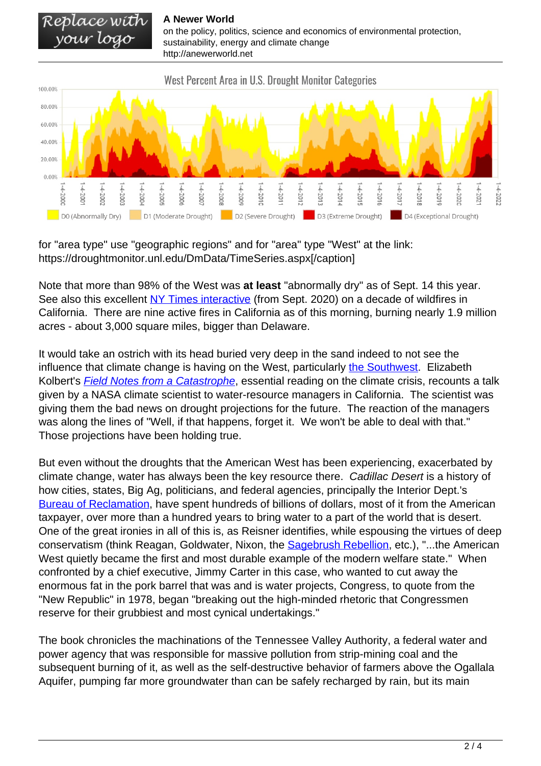for "area type" use "geographic regions" and for "area" type "West" at the link: https://droughtmonitor.unl.edu/DmData/TimeSeries.aspx[/caption]

Note that more than 98% of the West was **at least** "abnormally dry" as of Sept. 14 this year. See also this excellent NY Times interactive (from Sept. 2020) on a decade of wildfires in California. There are nine active fires in California as of this morning, burning nearly 1.9 million acres - about 3,000 square miles, bigger than Delaware.

It would take an ostrich with its head buried very deep in the sand indeed to not see the influence that climate change is having on the West, particularly the Southwest. Elizabeth Kolbert's *Field Notes from a Catastrophe*, essential reading on the climate crisis, recounts a talk given by a NASA climate scientist to water-resource managers in California. The scientist was giving them the bad news on drought projections for the future. The reaction of the managers was along the lines of "Well, if that happens, forget it. We won't be able to deal with that." Those projections have been holding true.

But even without the droughts that the American West has been experiencing, exacerbated by climate change, water has always been the key resource there. *Cadillac Desert* is a history of how cities, states, Big Ag, politicians, and federal agencies, principally the Interior Dept.'s Bureau of Reclamation, have spent hundreds of billions of dollars, most of it from the American taxpayer, over more than a hundred years to bring water to a part of the world that is desert. One of the great ironies in all of this is, as Reisner identifies, while espousing the virtues of deep conservatism (think Reagan, Goldwater, Nixon, the Sagebrush Rebellion, etc.), "...the American West quietly became the first and most durable example of the modern welfare state." When confronted by a chief executive, Jimmy Carter in this case, who wanted to cut away the enormous fat in the pork barrel that was and is water projects, Congress, to quote from the "New Republic" in 1978, began "breaking out the high-minded rhetoric that Congressmen reserve for their grubbiest and most cynical undertakings."

The book chronicles the machinations of the Tennessee Valley Authority, a federal water and power agency that was responsible for massive pollution from strip-mining coal and the subsequent burning of it, as well as the self-destructive behavior of farmers above the Ogallala Aquifer, pumping far more groundwater than can be safely recharged by rain, but its main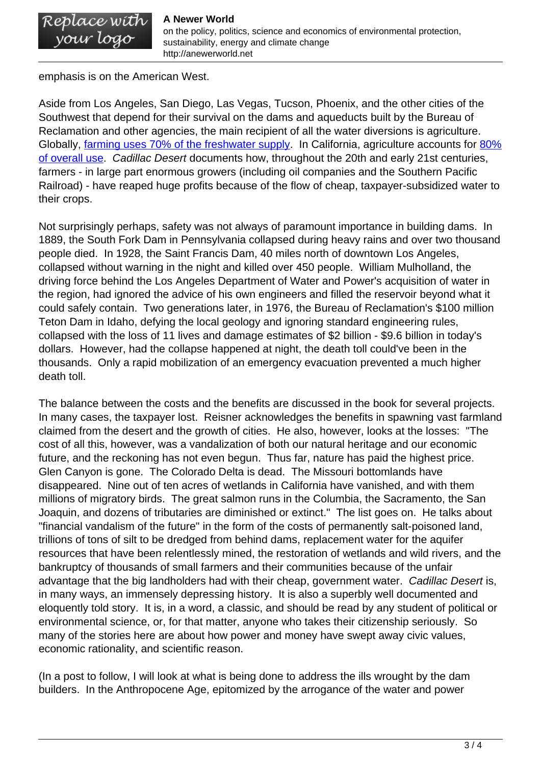emphasis is on the American West.

Aside from Los Angeles, San Diego, Las Vegas, Tucson, Phoenix, and the other cities of the Southwest that depend for their survival on the dams and aqueducts built by the Bureau of Reclamation and other agencies, the main recipient of all the water diversions is agriculture. Globally, farming uses 70% of the freshwater supply. In California, agriculture accounts for 80% of overall use. *Cadillac Desert* documents how, throughout the 20th and early 21st centuries, farmers - in large part enormous growers (including oil companies and the Southern Pacific Railroad) - have reaped huge profits because of the flow of cheap, taxpayer-subsidized water to their crops.

Not surprisingly perhaps, safety was not always of paramount importance in building dams. In 1889, the South Fork Dam in Pennsylvania collapsed during heavy rains and over two thousand people died. In 1928, the Saint Francis Dam, 40 miles north of downtown Los Angeles, collapsed without warning in the night and killed over 450 people. William Mulholland, the driving force behind the Los Angeles Department of Water and Power's acquisition of water in the region, had ignored the advice of his own engineers and filled the reservoir beyond what it could safely contain. Two generations later, in 1976, the Bureau of Reclamation's $100 million Teton Dam in Idaho, defying the local geology and ignoring standard engineering rules, collapsed with the loss of 11 lives and damage estimates of $2 billion - $9.6 billion in today's dollars. However, had the collapse happened at night, the death toll could've been in the thousands. Only a rapid mobilization of an emergency evacuation prevented a much higher death toll.

The balance between the costs and the benefits are discussed in the book for several projects. In many cases, the taxpayer lost. Reisner acknowledges the benefits in spawning vast farmland claimed from the desert and the growth of cities. He also, however, looks at the losses: "The cost of all this, however, was a vandalization of both our natural heritage and our economic future, and the reckoning has not even begun. Thus far, nature has paid the highest price. Glen Canyon is gone. The Colorado Delta is dead. The Missouri bottomlands have disappeared. Nine out of ten acres of wetlands in California have vanished, and with them millions of migratory birds. The great salmon runs in the Columbia, the Sacramento, the San Joaquin, and dozens of tributaries are diminished or extinct." The list goes on. He talks about "financial vandalism of the future" in the form of the costs of permanently salt-poisoned land, trillions of tons of silt to be dredged from behind dams, replacement water for the aquifer resources that have been relentlessly mined, the restoration of wetlands and wild rivers, and the bankruptcy of thousands of small farmers and their communities because of the unfair advantage that the big landholders had with their cheap, government water. *Cadillac Desert* is, in many ways, an immensely depressing history. It is also a superbly well documented and eloquently told story. It is, in a word, a classic, and should be read by any student of political or environmental science, or, for that matter, anyone who takes their citizenship seriously. So many of the stories here are about how power and money have swept away civic values, economic rationality, and scientific reason.

(In a post to follow, I will look at what is being done to address the ills wrought by the dam builders. In the Anthropocene Age, epitomized by the arrogance of the water and power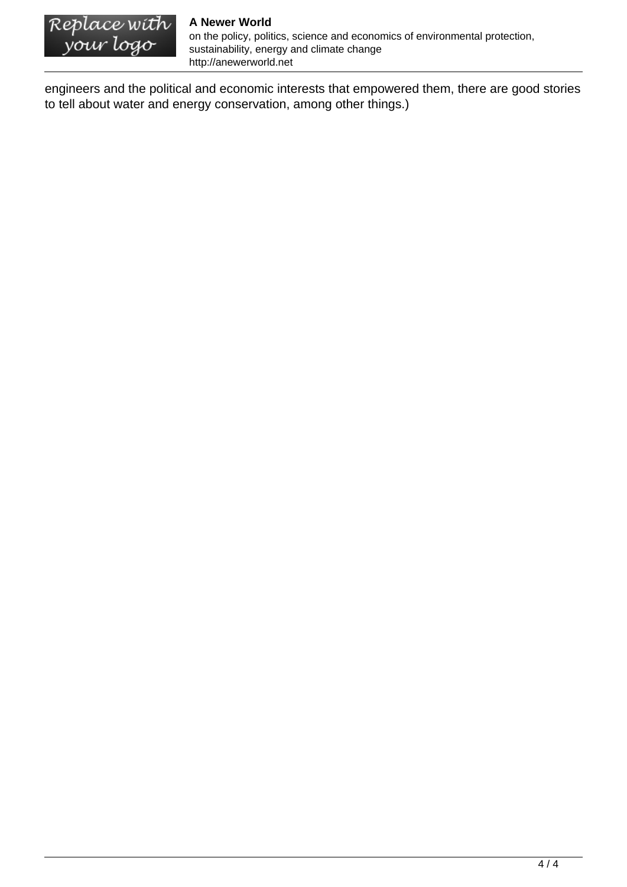engineers and the political and economic interests that empowered them, there are good stories to tell about water and energy conservation, among other things.)